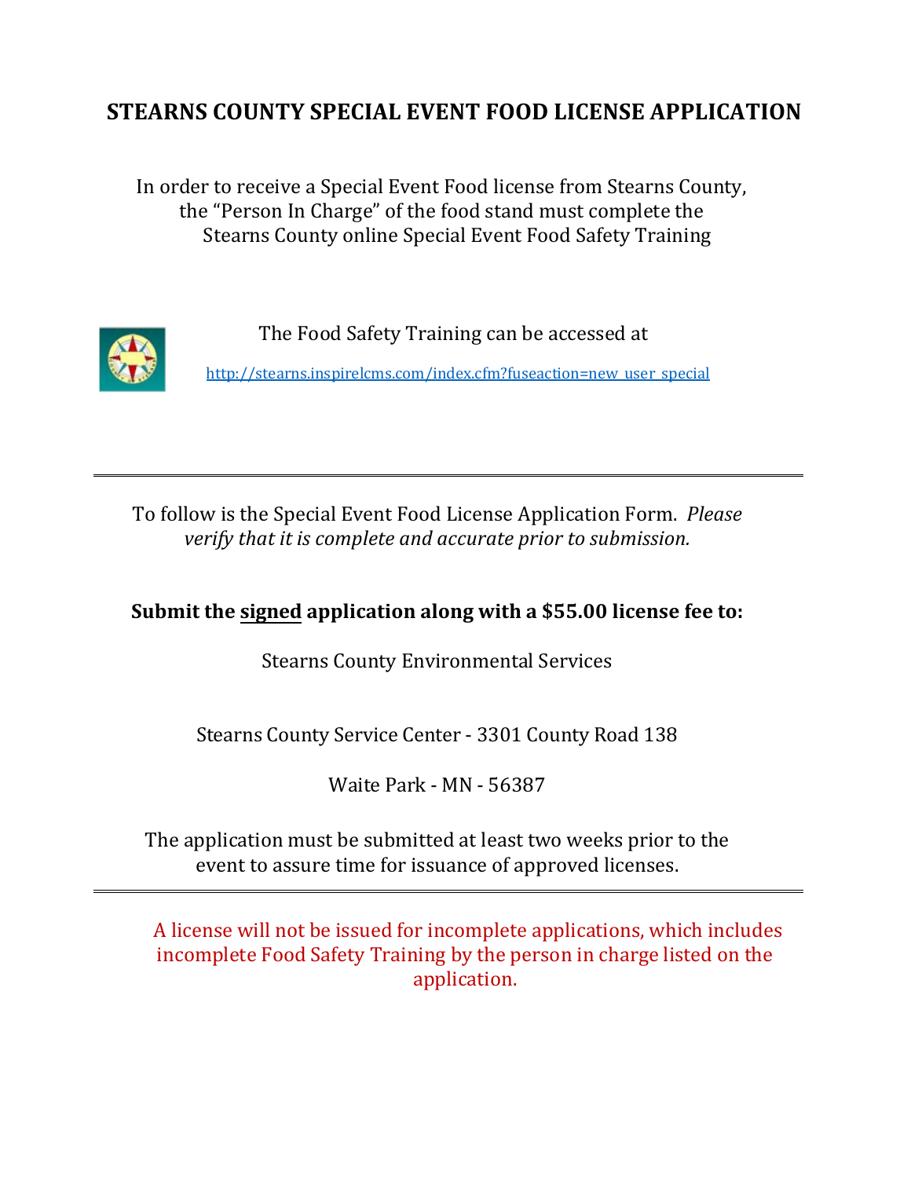# STEARNS COUNTY SPECIAL EVENT FOOD LICENSE APPLICATION

In order to receive a Special Event Food license from Stearns County, the "Person In Charge" of the food stand must complete the Stearns County online Special Event Food Safety Training

The Food Safety Training can be accessed at

http://stearns.inspirelcms.com/index.cfm?fuseaction=new_user_special

---

To follow is the Special Event Food License Application Form. *Please verify that it is complete and accurate prior to submission.*

**Submit the <u>signed</u> application along with a $55.00 license fee to:**

Stearns County Environmental Services

Stearns County Service Center - 3301 County Road 138

Waite Park - MN - 56387

The application must be submitted at least two weeks prior to the event to assure time for issuance of approved licenses.

---

A license will not be issued for incomplete applications, which includes incomplete Food Safety Training by the person in charge listed on the application.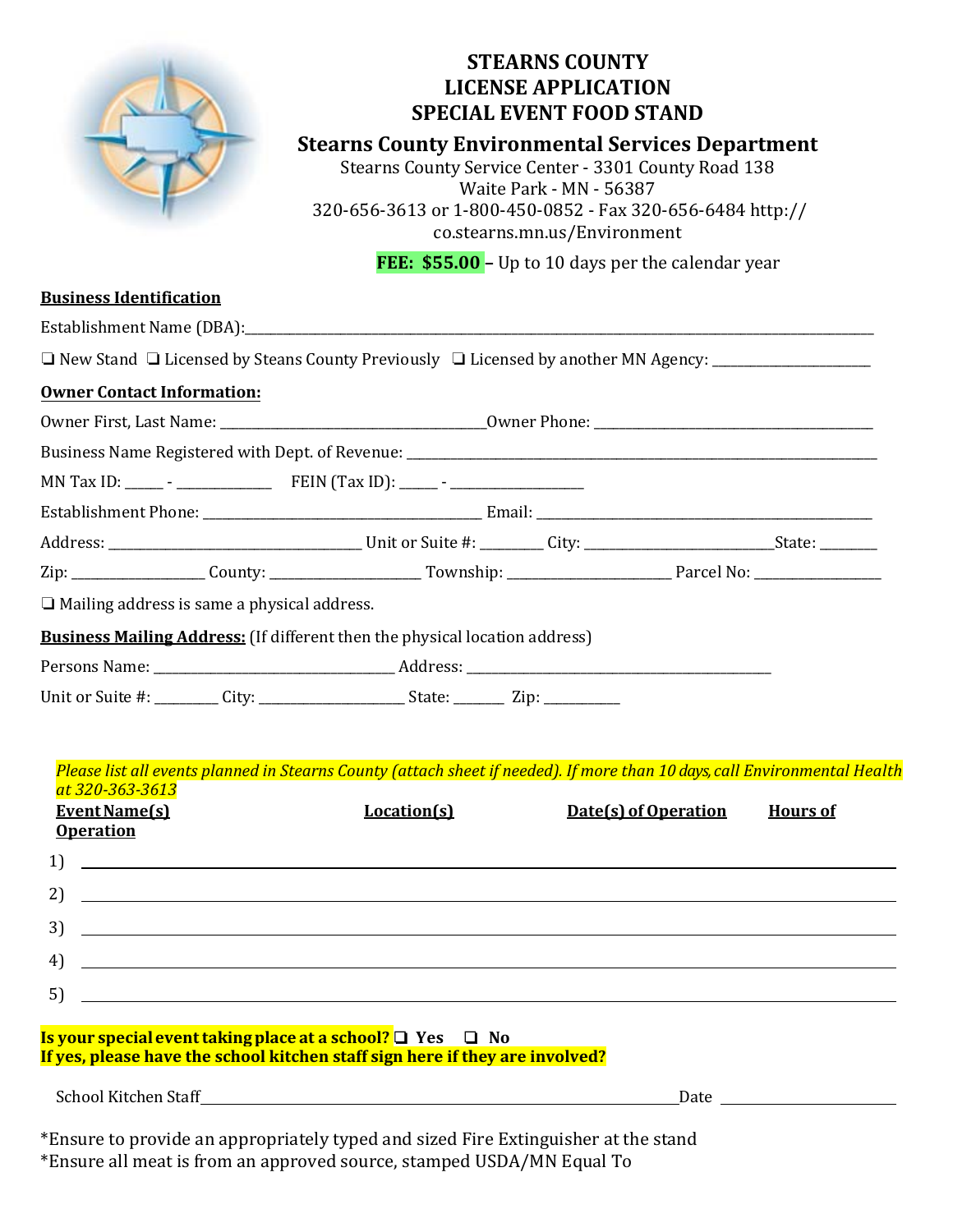# STEARNS COUNTY
# LICENSE APPLICATION
# SPECIAL EVENT FOOD STAND

## Stearns County Environmental Services Department

Stearns County Service Center - 3301 County Road 138
Waite Park - MN - 56387
320-656-3613 or 1-800-450-0852 - Fax 320-656-6484 http://co.stearns.mn.us/Environment

**FEE: $55.00** – Up to 10 days per the calendar year

**Business Identification**

Establishment Name (DBA):______________________________________________________________

❏ New Stand ❏ Licensed by Steans County Previously ❏ Licensed by another MN Agency: ________________

**Owner Contact Information:**

Owner First, Last Name: ___________________________ Owner Phone: ____________________________

Business Name Registered with Dept. of Revenue: ________________________________________________

MN Tax ID: _____ - ___________ FEIN (Tax ID): _____ - ______________

Establishment Phone: ____________________________ Email: __________________________________

Address: __________________________ Unit or Suite #: ________ City: ___________________ State: ________

Zip: _______________ County: ________________ Township: __________________ Parcel No: ______________

❏ Mailing address is same a physical address.

**Business Mailing Address:** (If different then the physical location address)

Persons Name: ________________________ Address: ________________________________

Unit or Suite #: ________ City: ________________ State: _______ Zip: _________

*Please list all events planned in Stearns County (attach sheet if needed). If more than 10 days, call Environmental Health at 320-363-3613*

| Event Name(s) | Location(s) | Date(s) of Operation | Hours of Operation |
|---|---|---|---|
| 1) | | | |
| 2) | | | |
| 3) | | | |
| 4) | | | |
| 5) | | | |

**Is your special event taking place at a school?** ❏ **Yes** ❏ **No**
**If yes, please have the school kitchen staff sign here if they are involved?**

School Kitchen Staff______________________________________________ Date ________________

*Ensure to provide an appropriately typed and sized Fire Extinguisher at the stand
*Ensure all meat is from an approved source, stamped USDA/MN Equal To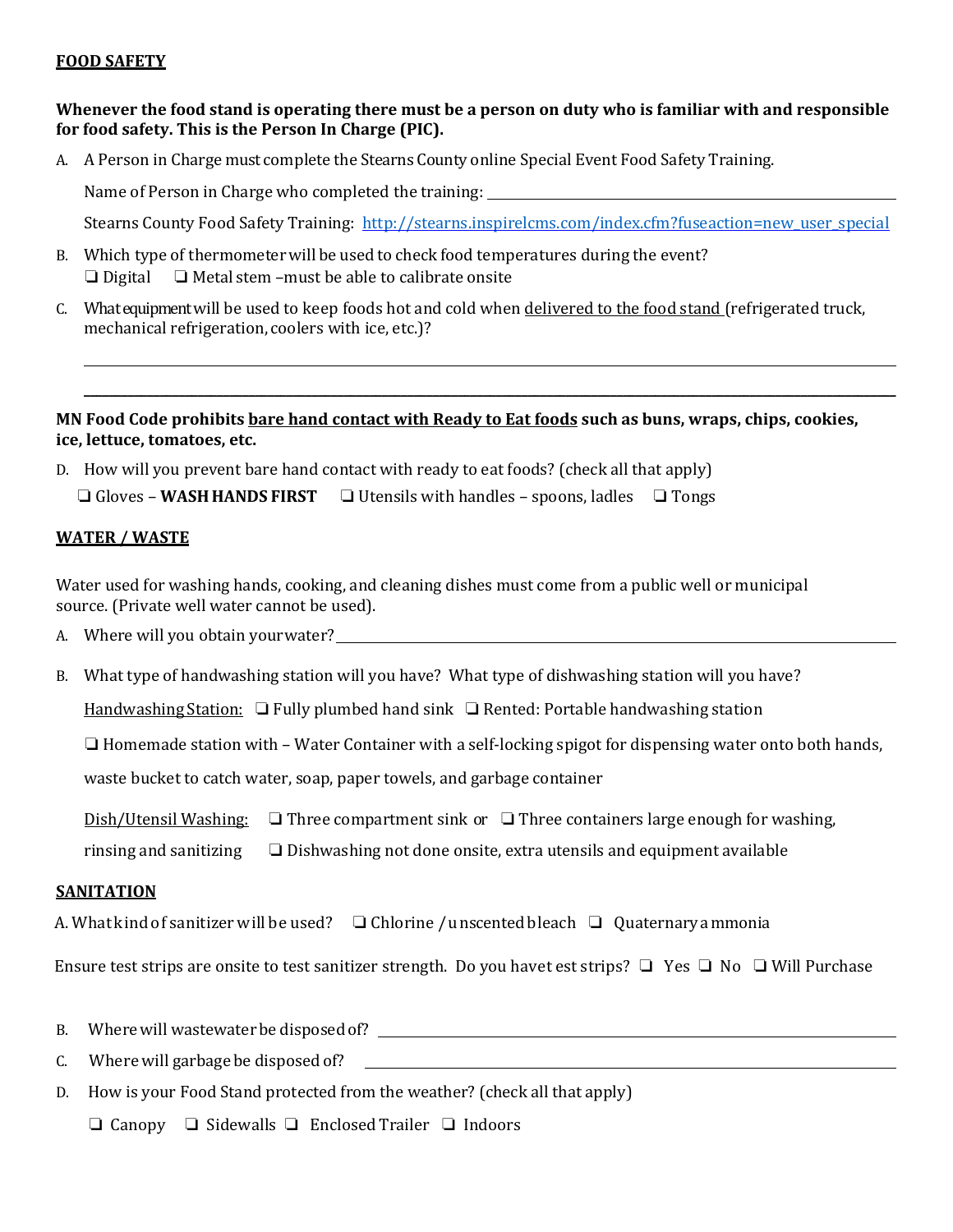## FOOD SAFETY

**Whenever the food stand is operating there must be a person on duty who is familiar with and responsible for food safety. This is the Person In Charge (PIC).**

A. A Person in Charge must complete the Stearns County online Special Event Food Safety Training.

   Name of Person in Charge who completed the training: ____________________________________________

   Stearns County Food Safety Training: http://stearns.inspirelcms.com/index.cfm?fuseaction=new_user_special

B. Which type of thermometer will be used to check food temperatures during the event?
   ❑ Digital ❑ Metal stem –must be able to calibrate onsite

C. What equipment will be used to keep foods hot and cold when delivered to the food stand (refrigerated truck, mechanical refrigeration, coolers with ice, etc.)?

   ______________________________________________________________________________________

   ______________________________________________________________________________________

**MN Food Code prohibits bare hand contact with Ready to Eat foods such as buns, wraps, chips, cookies, ice, lettuce, tomatoes, etc.**

D. How will you prevent bare hand contact with ready to eat foods? (check all that apply)

   ❑ Gloves – **WASH HANDS FIRST** ❑ Utensils with handles – spoons, ladles ❑ Tongs

## WATER / WASTE

Water used for washing hands, cooking, and cleaning dishes must come from a public well or municipal source. (Private well water cannot be used).

A. Where will you obtain your water? ____________________________________________

B. What type of handwashing station will you have? What type of dishwashing station will you have?

   Handwashing Station: ❑ Fully plumbed hand sink ❑ Rented: Portable handwashing station

   ❑ Homemade station with – Water Container with a self-locking spigot for dispensing water onto both hands, waste bucket to catch water, soap, paper towels, and garbage container

   Dish/Utensil Washing: ❑ Three compartment sink or ❑ Three containers large enough for washing, rinsing and sanitizing ❑ Dishwashing not done onsite, extra utensils and equipment available

## SANITATION

A. What kind of sanitizer will be used? ❑ Chlorine / unscented bleach ❑ Quaternary ammonia

Ensure test strips are onsite to test sanitizer strength. Do you have test strips? ❑ Yes ❑ No ❑ Will Purchase

B. Where will wastewater be disposed of? ____________________________________________

C. Where will garbage be disposed of? ____________________________________________

D. How is your Food Stand protected from the weather? (check all that apply)

   ❑ Canopy ❑ Sidewalls ❑ Enclosed Trailer ❑ Indoors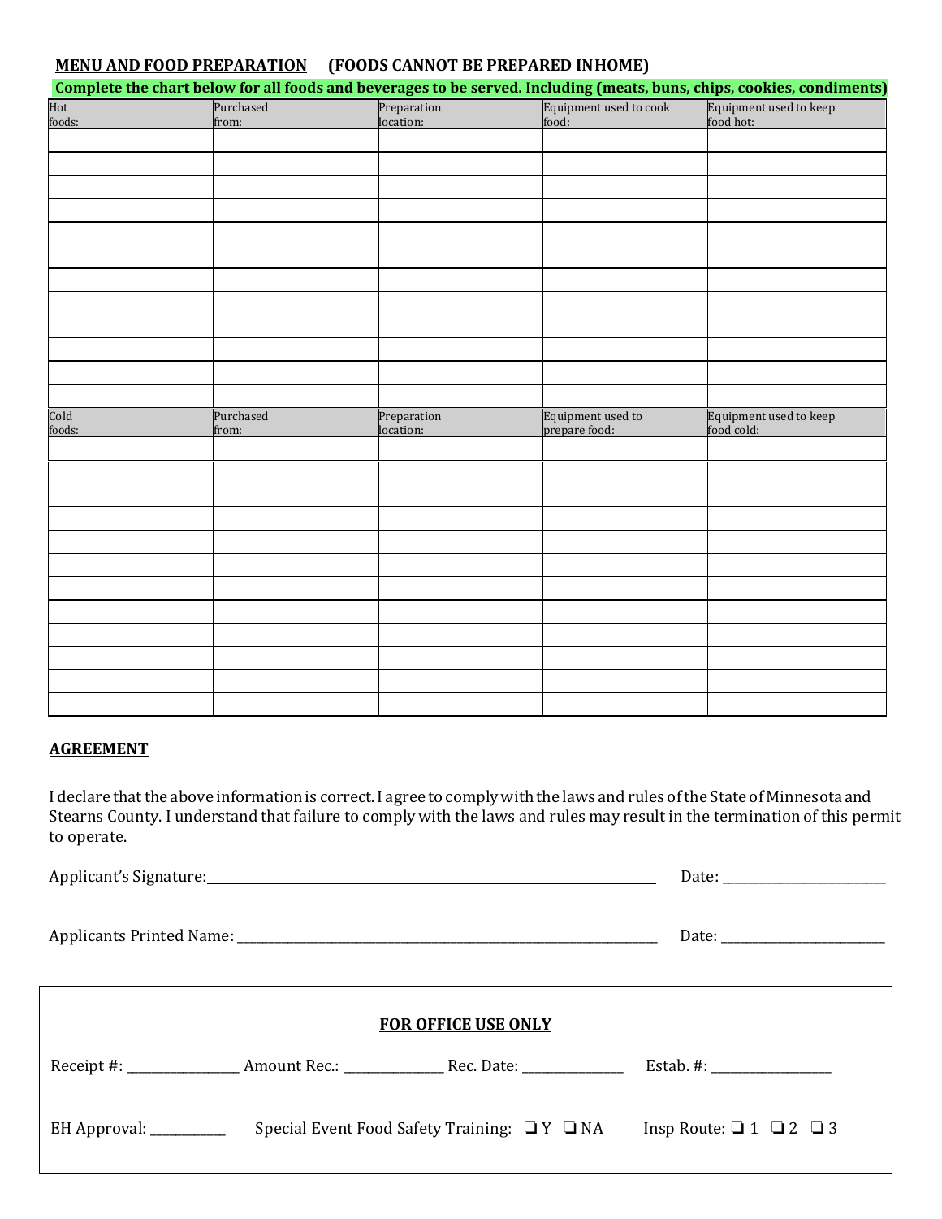**MENU AND FOOD PREPARATION** **(FOODS CANNOT BE PREPARED INHOME)**

**Complete the chart below for all foods and beverages to be served. Including (meats, buns, chips, cookies, condiments)**

| Hot foods: | Purchased from: | Preparation location: | Equipment used to cook food: | Equipment used to keep food hot: |
|---|---|---|---|---|
| | | | | |
| | | | | |
| | | | | |
| | | | | |
| | | | | |
| | | | | |
| | | | | |
| | | | | |
| | | | | |
| | | | | |
| | | | | |
| | | | | |
| **Cold foods:** | **Purchased from:** | **Preparation location:** | **Equipment used to prepare food:** | **Equipment used to keep food cold:** |
| | | | | |
| | | | | |
| | | | | |
| | | | | |
| | | | | |
| | | | | |
| | | | | |
| | | | | |
| | | | | |
| | | | | |
| | | | | |
| | | | | |

**AGREEMENT**

I declare that the above information is correct. I agree to comply with the laws and rules of the State of Minnesota and Stearns County. I understand that failure to comply with the laws and rules may result in the termination of this permit to operate.

Applicant's Signature:_______________________________________________ Date: ____________________

Applicants Printed Name: ____________________________________________ Date: ____________________

**FOR OFFICE USE ONLY**

Receipt #: ______________ Amount Rec.: ____________ Rec. Date: ____________ Estab. #: ______________

EH Approval: _________ Special Event Food Safety Training: ❑ Y ❑ NA Insp Route: ❑ 1 ❑ 2 ❑ 3